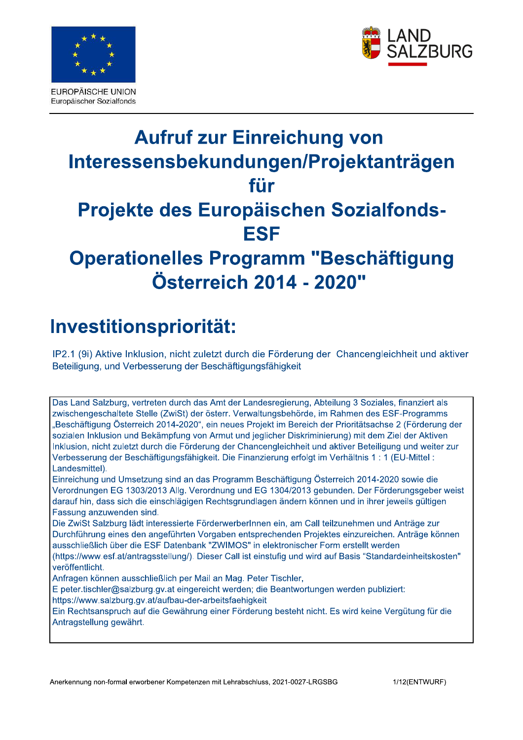EUROPÄISCHE UNION
Europäischer Sozialfonds

LAND SALZBURG

# Aufruf zur Einreichung von Interessensbekundungen/Projektanträgen für Projekte des Europäischen Sozialfonds-ESF Operationelles Programm "Beschäftigung Österreich 2014 - 2020"

## Investitionspriorität:

IP2.1 (9i) Aktive Inklusion, nicht zuletzt durch die Förderung der Chancengleichheit und aktiver Beteiligung, und Verbesserung der Beschäftigungsfähigkeit

Das Land Salzburg, vertreten durch das Amt der Landesregierung, Abteilung 3 Soziales, finanziert als zwischengeschaltete Stelle (ZwiSt) der österr. Verwaltungsbehörde, im Rahmen des ESF-Programms „Beschäftigung Österreich 2014-2020", ein neues Projekt im Bereich der Prioritätsachse 2 (Förderung der sozialen Inklusion und Bekämpfung von Armut und jeglicher Diskriminierung) mit dem Ziel der Aktiven Inklusion, nicht zuletzt durch die Förderung der Chancengleichheit und aktiver Beteiligung und weiter zur Verbesserung der Beschäftigungsfähigkeit. Die Finanzierung erfolgt im Verhältnis 1 : 1 (EU-Mittel : Landesmittel).

Einreichung und Umsetzung sind an das Programm Beschäftigung Österreich 2014-2020 sowie die Verordnungen EG 1303/2013 Allg. Verordnung und EG 1304/2013 gebunden. Der Förderungsgeber weist darauf hin, dass sich die einschlägigen Rechtsgrundlagen ändern können und in ihrer jeweils gültigen Fassung anzuwenden sind.

Die ZwiSt Salzburg lädt interessierte FörderwerberInnen ein, am Call teilzunehmen und Anträge zur Durchführung eines den angeführten Vorgaben entsprechenden Projektes einzureichen. Anträge können ausschließlich über die ESF Datenbank "ZWIMOS" in elektronischer Form erstellt werden (https://www.esf.at/antragsstellung/). Dieser Call ist einstufig und wird auf Basis "Standardeinheitskosten" veröffentlicht.

Anfragen können ausschließlich per Mail an Mag. Peter Tischler,
E peter.tischler@salzburg.gv.at eingereicht werden; die Beantwortungen werden publiziert:
https://www.salzburg.gv.at/aufbau-der-arbeitsfaehigkeit

Ein Rechtsanspruch auf die Gewährung einer Förderung besteht nicht. Es wird keine Vergütung für die Antragstellung gewährt.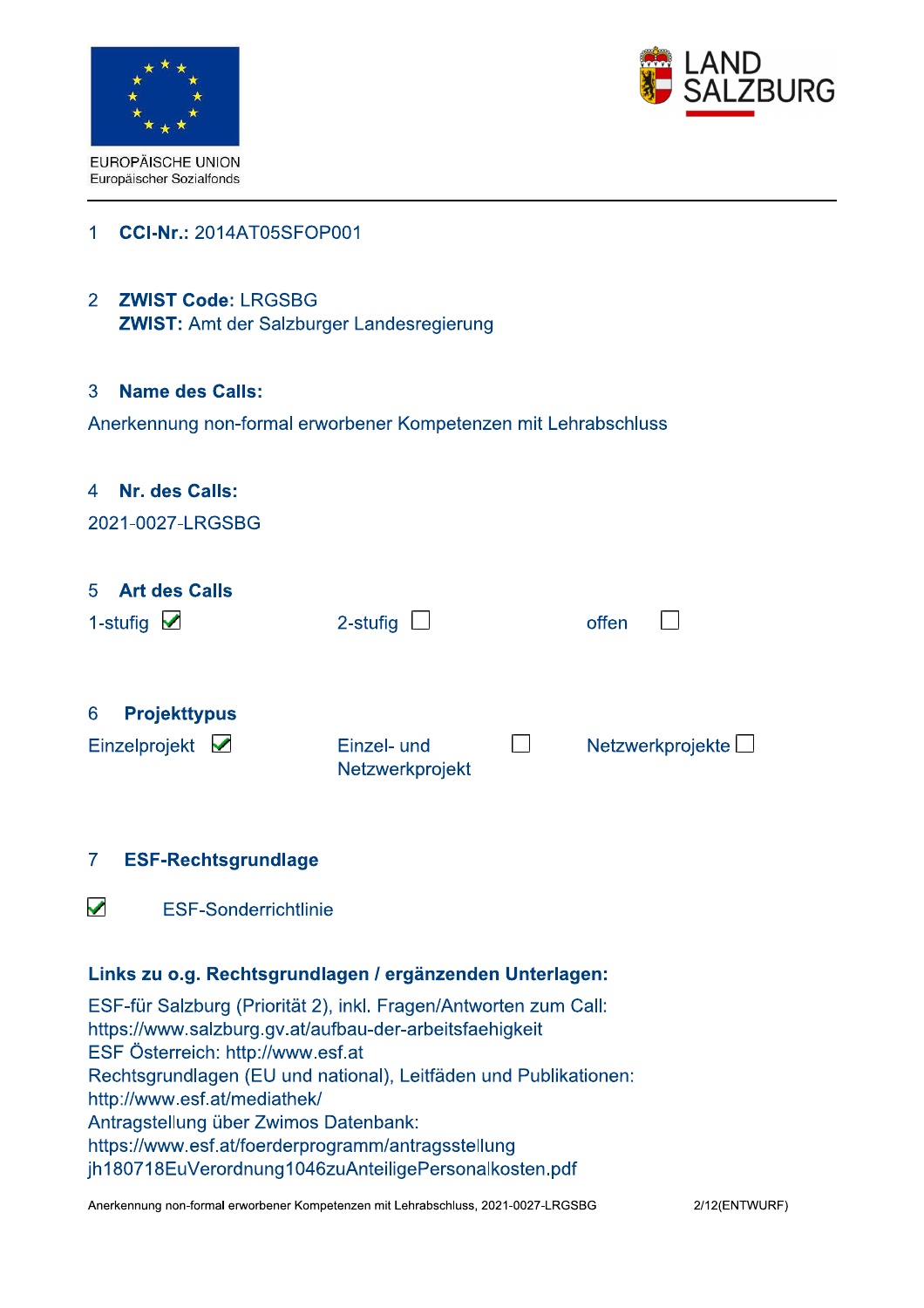EUROPÄISCHE UNION
Europäischer Sozialfonds

LAND SALZBURG

1 **CCI-Nr.:** 2014AT05SFOP001

2 **ZWIST Code:** LRGSBG
**ZWIST:** Amt der Salzburger Landesregierung

3 **Name des Calls:**

Anerkennung non-formal erworbener Kompetenzen mit Lehrabschluss

4 **Nr. des Calls:**

2021-0027-LRGSBG

5 **Art des Calls**

- [x] 1-stufig
- [ ] 2-stufig
- [ ] offen

6 **Projekttypus**

- [x] Einzelprojekt
- [ ] Einzel- und Netzwerkprojekt
- [ ] Netzwerkprojekte

7 **ESF-Rechtsgrundlage**

- [x] ESF-Sonderrichtlinie

**Links zu o.g. Rechtsgrundlagen / ergänzenden Unterlagen:**

ESF-für Salzburg (Priorität 2), inkl. Fragen/Antworten zum Call:
https://www.salzburg.gv.at/aufbau-der-arbeitsfaehigkeit
ESF Österreich: http://www.esf.at
Rechtsgrundlagen (EU und national), Leitfäden und Publikationen:
http://www.esf.at/mediathek/
Antragstellung über Zwimos Datenbank:
https://www.esf.at/foerderprogramm/antragsstellung
jh180718EuVerordnung1046zuAnteiligePersonalkosten.pdf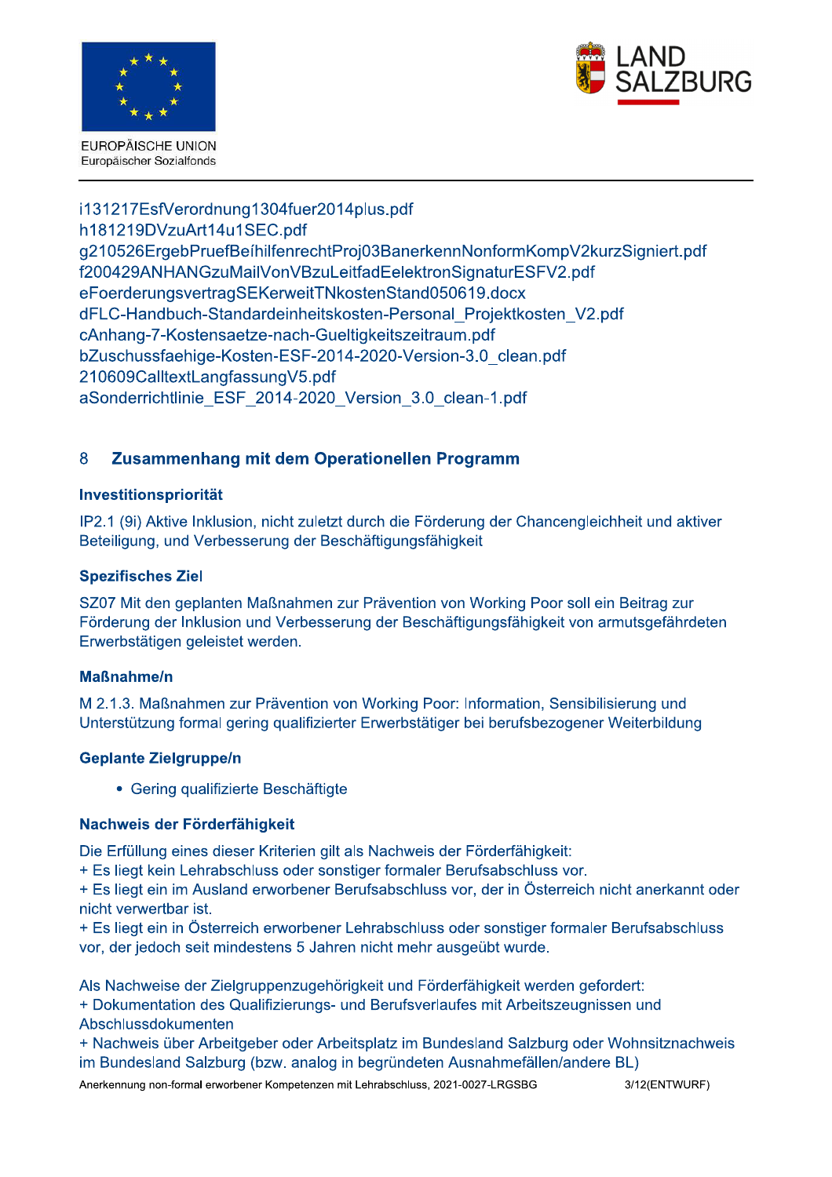i131217EsfVerordnung1304fuer2014plus.pdf
h181219DVzuArt14u1SEC.pdf
g210526ErgebPruefBeihilfenrechtProj03BanerkennNonformKompV2kurzSigniert.pdf
f200429ANHANGzuMailVonVBzuLeitfadEelektronSignaturESFV2.pdf
eFoerderungsvertragSEKerweitTNkostenStand050619.docx
dFLC-Handbuch-Standardeinheitskosten-Personal_Projektkosten_V2.pdf
cAnhang-7-Kostensaetze-nach-Gueltigkeitszeitraum.pdf
bZuschussfaehige-Kosten-ESF-2014-2020-Version-3.0_clean.pdf
210609CalltextLangfassungV5.pdf
aSonderrichtlinie_ESF_2014-2020_Version_3.0_clean-1.pdf

## 8 Zusammenhang mit dem Operationellen Programm

### Investitionspriorität

IP2.1 (9i) Aktive Inklusion, nicht zuletzt durch die Förderung der Chancengleichheit und aktiver Beteiligung, und Verbesserung der Beschäftigungsfähigkeit

### Spezifisches Ziel

SZ07 Mit den geplanten Maßnahmen zur Prävention von Working Poor soll ein Beitrag zur Förderung der Inklusion und Verbesserung der Beschäftigungsfähigkeit von armutsgefährdeten Erwerbstätigen geleistet werden.

### Maßnahme/n

M 2.1.3. Maßnahmen zur Prävention von Working Poor: Information, Sensibilisierung und Unterstützung formal gering qualifizierter Erwerbstätiger bei berufsbezogener Weiterbildung

### Geplante Zielgruppe/n

- Gering qualifizierte Beschäftigte

### Nachweis der Förderfähigkeit

Die Erfüllung eines dieser Kriterien gilt als Nachweis der Förderfähigkeit:
+ Es liegt kein Lehrabschluss oder sonstiger formaler Berufsabschluss vor.
+ Es liegt ein im Ausland erworbener Berufsabschluss vor, der in Österreich nicht anerkannt oder nicht verwertbar ist.
+ Es liegt ein in Österreich erworbener Lehrabschluss oder sonstiger formaler Berufsabschluss vor, der jedoch seit mindestens 5 Jahren nicht mehr ausgeübt wurde.

Als Nachweise der Zielgruppenzugehörigkeit und Förderfähigkeit werden gefordert:
+ Dokumentation des Qualifizierungs- und Berufsverlaufes mit Arbeitszeugnissen und Abschlussdokumenten
+ Nachweis über Arbeitgeber oder Arbeitsplatz im Bundesland Salzburg oder Wohnsitznachweis im Bundesland Salzburg (bzw. analog in begründeten Ausnahmefällen/andere BL)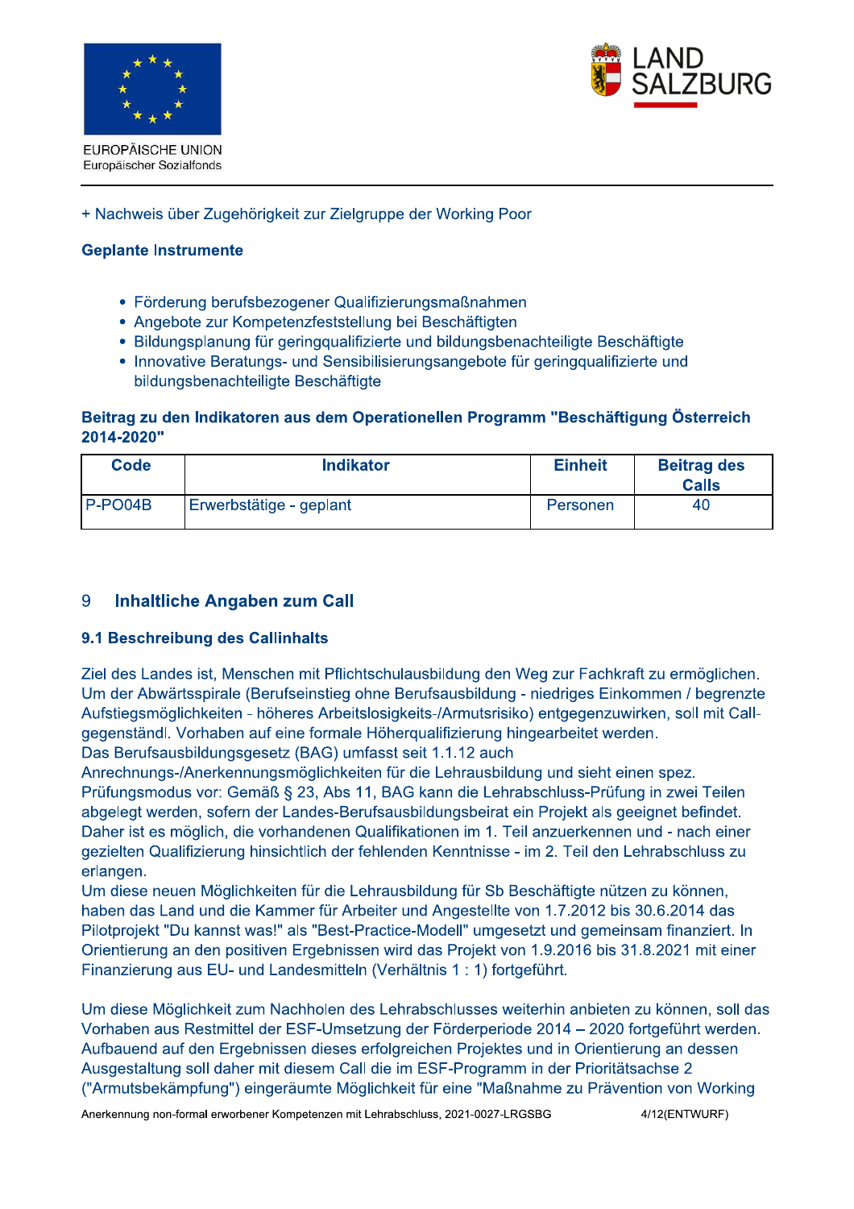+ Nachweis über Zugehörigkeit zur Zielgruppe der Working Poor

**Geplante Instrumente**

- Förderung berufsbezogener Qualifizierungsmaßnahmen
- Angebote zur Kompetenzfeststellung bei Beschäftigten
- Bildungsplanung für geringqualifizierte und bildungsbenachteiligte Beschäftigte
- Innovative Beratungs- und Sensibilisierungsangebote für geringqualifizierte und bildungsbenachteiligte Beschäftigte

**Beitrag zu den Indikatoren aus dem Operationellen Programm "Beschäftigung Österreich 2014-2020"**

| Code | Indikator | Einheit | Beitrag des Calls |
|---|---|---|---|
| P-PO04B | Erwerbstätige - geplant | Personen | 40 |

## 9 Inhaltliche Angaben zum Call

### 9.1 Beschreibung des Callinhalts

Ziel des Landes ist, Menschen mit Pflichtschulausbildung den Weg zur Fachkraft zu ermöglichen. Um der Abwärtsspirale (Berufseinstieg ohne Berufsausbildung - niedriges Einkommen / begrenzte Aufstiegsmöglichkeiten - höheres Arbeitslosigkeits-/Armutsrisiko) entgegenzuwirken, soll mit Call-gegenständl. Vorhaben auf eine formale Höherqualifizierung hingearbeitet werden.
Das Berufsausbildungsgesetz (BAG) umfasst seit 1.1.12 auch Anrechnungs-/Anerkennungsmöglichkeiten für die Lehrausbildung und sieht einen spez. Prüfungsmodus vor: Gemäß § 23, Abs 11, BAG kann die Lehrabschluss-Prüfung in zwei Teilen abgelegt werden, sofern der Landes-Berufsausbildungsbeirat ein Projekt als geeignet befindet. Daher ist es möglich, die vorhandenen Qualifikationen im 1. Teil anzuerkennen und - nach einer gezielten Qualifizierung hinsichtlich der fehlenden Kenntnisse - im 2. Teil den Lehrabschluss zu erlangen.
Um diese neuen Möglichkeiten für die Lehrausbildung für Sb Beschäftigte nützen zu können, haben das Land und die Kammer für Arbeiter und Angestellte von 1.7.2012 bis 30.6.2014 das Pilotprojekt "Du kannst was!" als "Best-Practice-Modell" umgesetzt und gemeinsam finanziert. In Orientierung an den positiven Ergebnissen wird das Projekt von 1.9.2016 bis 31.8.2021 mit einer Finanzierung aus EU- und Landesmitteln (Verhältnis 1 : 1) fortgeführt.

Um diese Möglichkeit zum Nachholen des Lehrabschlusses weiterhin anbieten zu können, soll das Vorhaben aus Restmittel der ESF-Umsetzung der Förderperiode 2014 – 2020 fortgeführt werden. Aufbauend auf den Ergebnissen dieses erfolgreichen Projektes und in Orientierung an dessen Ausgestaltung soll daher mit diesem Call die im ESF-Programm in der Prioritätsachse 2 ("Armutsbekämpfung") eingeräumte Möglichkeit für eine "Maßnahme zu Prävention von Working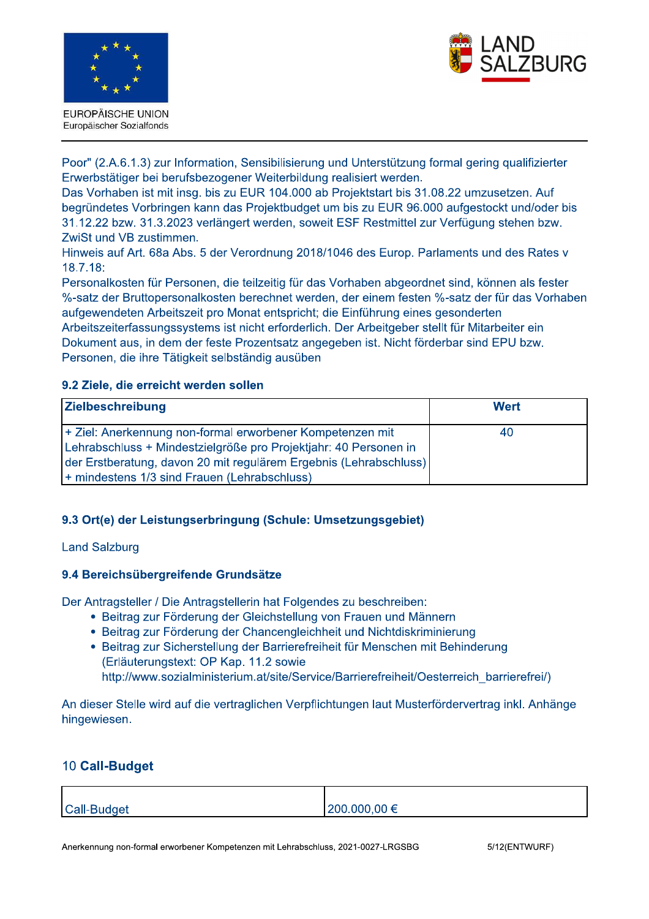Poor" (2.A.6.1.3) zur Information, Sensibilisierung und Unterstützung formal gering qualifizierter Erwerbstätiger bei berufsbezogener Weiterbildung realisiert werden.
Das Vorhaben ist mit insg. bis zu EUR 104.000 ab Projektstart bis 31.08.22 umzusetzen. Auf begründetes Vorbringen kann das Projektbudget um bis zu EUR 96.000 aufgestockt und/oder bis 31.12.22 bzw. 31.3.2023 verlängert werden, soweit ESF Restmittel zur Verfügung stehen bzw. ZwiSt und VB zustimmen.
Hinweis auf Art. 68a Abs. 5 der Verordnung 2018/1046 des Europ. Parlaments und des Rates v 18.7.18:
Personalkosten für Personen, die teilzeitig für das Vorhaben abgeordnet sind, können als fester %-satz der Bruttopersonalkosten berechnet werden, der einem festen %-satz der für das Vorhaben aufgewendeten Arbeitszeit pro Monat entspricht; die Einführung eines gesonderten Arbeitszeiterfassungssystems ist nicht erforderlich. Der Arbeitgeber stellt für Mitarbeiter ein Dokument aus, in dem der feste Prozentsatz angegeben ist. Nicht förderbar sind EPU bzw. Personen, die ihre Tätigkeit selbständig ausüben

### 9.2 Ziele, die erreicht werden sollen

| Zielbeschreibung | Wert |
|---|---|
| + Ziel: Anerkennung non-formal erworbener Kompetenzen mit Lehrabschluss + Mindestzielgröße pro Projektjahr: 40 Personen in der Erstberatung, davon 20 mit regulärem Ergebnis (Lehrabschluss) + mindestens 1/3 sind Frauen (Lehrabschluss) | 40 |

### 9.3 Ort(e) der Leistungserbringung (Schule: Umsetzungsgebiet)

Land Salzburg

### 9.4 Bereichsübergreifende Grundsätze

Der Antragsteller / Die Antragstellerin hat Folgendes zu beschreiben:

- Beitrag zur Förderung der Gleichstellung von Frauen und Männern
- Beitrag zur Förderung der Chancengleichheit und Nichtdiskriminierung
- Beitrag zur Sicherstellung der Barrierefreiheit für Menschen mit Behinderung (Erläuterungstext: OP Kap. 11.2 sowie http://www.sozialministerium.at/site/Service/Barrierefreiheit/Oesterreich_barrierefrei/)

An dieser Stelle wird auf die vertraglichen Verpflichtungen laut Musterfördervertrag inkl. Anhänge hingewiesen.

## 10 Call-Budget

| Call-Budget | 200.000,00 € |
|---|---|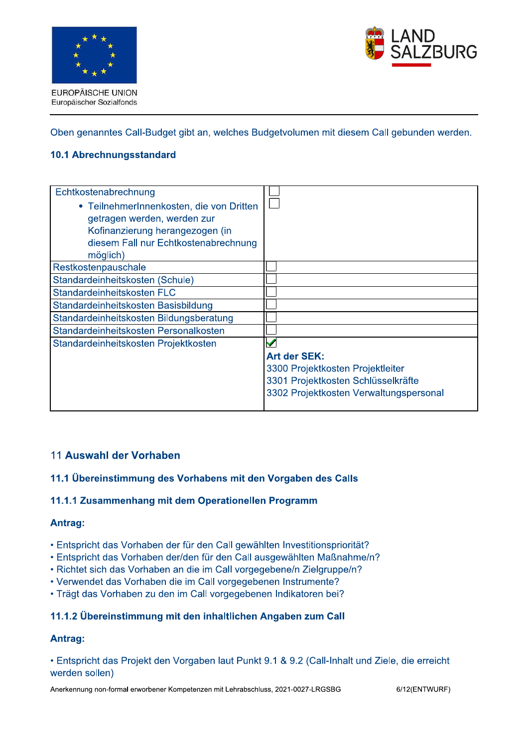Oben genanntes Call-Budget gibt an, welches Budgetvolumen mit diesem Call gebunden werden.

### 10.1 Abrechnungsstandard

| | |
|---|---|
| Echtkostenabrechnung<br>• TeilnehmerInnenkosten, die von Dritten getragen werden, werden zur Kofinanzierung herangezogen (in diesem Fall nur Echtkostenabrechnung möglich) | ☐<br>☐ |
| Restkostenpauschale | ☐ |
| Standardeinheitskosten (Schule) | ☐ |
| Standardeinheitskosten FLC | ☐ |
| Standardeinheitskosten Basisbildung | ☐ |
| Standardeinheitskosten Bildungsberatung | ☐ |
| Standardeinheitskosten Personalkosten | ☐ |
| Standardeinheitskosten Projektkosten | ☑<br>**Art der SEK:**<br>3300 Projektkosten Projektleiter<br>3301 Projektkosten Schlüsselkräfte<br>3302 Projektkosten Verwaltungspersonal |

## 11 Auswahl der Vorhaben

### 11.1 Übereinstimmung des Vorhabens mit den Vorgaben des Calls

#### 11.1.1 Zusammenhang mit dem Operationellen Programm

**Antrag:**

- Entspricht das Vorhaben der für den Call gewählten Investitionspriorität?
- Entspricht das Vorhaben der/den für den Call ausgewählten Maßnahme/n?
- Richtet sich das Vorhaben an die im Call vorgegebene/n Zielgruppe/n?
- Verwendet das Vorhaben die im Call vorgegebenen Instrumente?
- Trägt das Vorhaben zu den im Call vorgegebenen Indikatoren bei?

#### 11.1.2 Übereinstimmung mit den inhaltlichen Angaben zum Call

**Antrag:**

- Entspricht das Projekt den Vorgaben laut Punkt 9.1 & 9.2 (Call-Inhalt und Ziele, die erreicht werden sollen)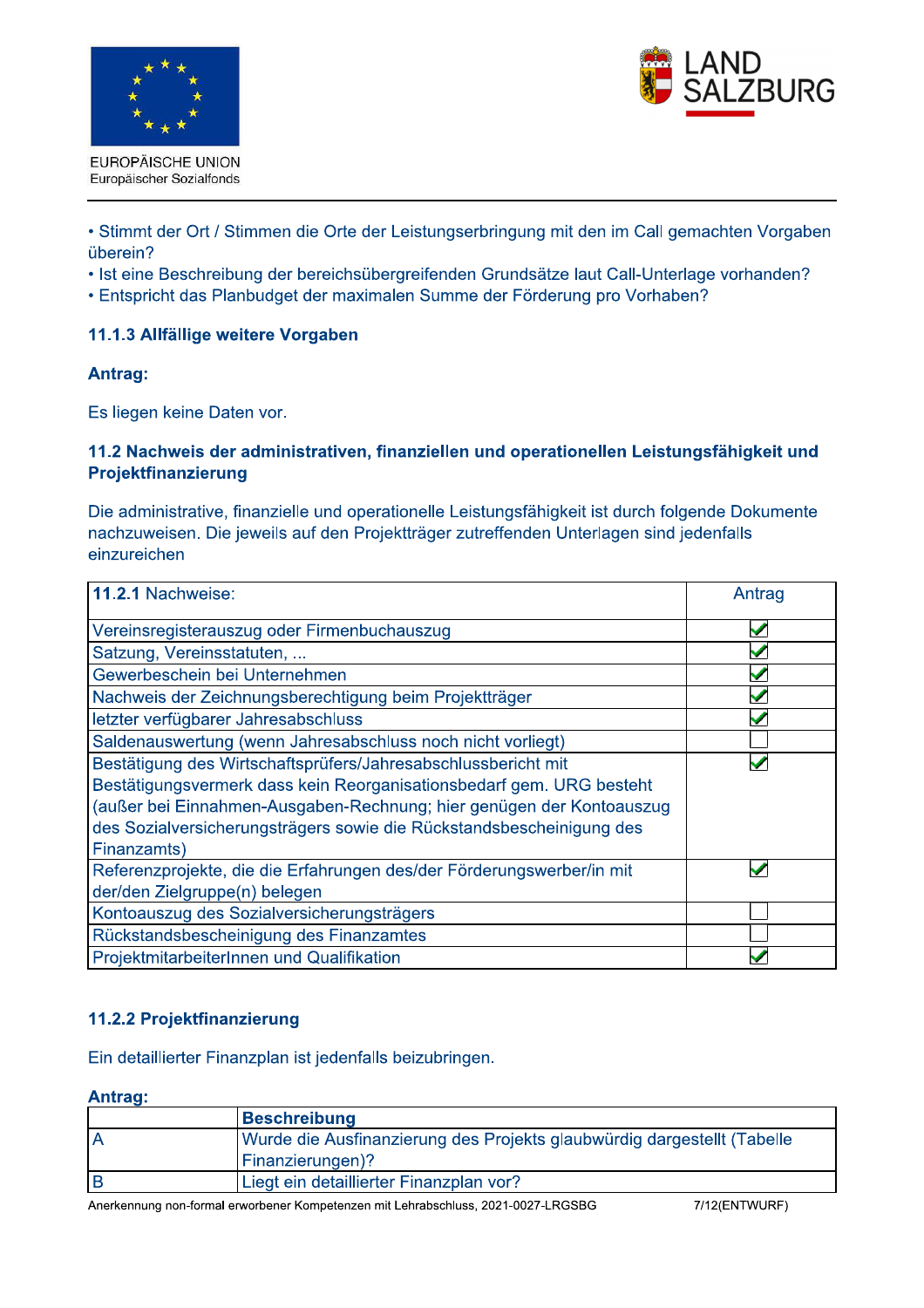• Stimmt der Ort / Stimmen die Orte der Leistungserbringung mit den im Call gemachten Vorgaben überein?
• Ist eine Beschreibung der bereichsübergreifenden Grundsätze laut Call-Unterlage vorhanden?
• Entspricht das Planbudget der maximalen Summe der Förderung pro Vorhaben?

### 11.1.3 Allfällige weitere Vorgaben

**Antrag:**

Es liegen keine Daten vor.

### 11.2 Nachweis der administrativen, finanziellen und operationellen Leistungsfähigkeit und Projektfinanzierung

Die administrative, finanzielle und operationelle Leistungsfähigkeit ist durch folgende Dokumente nachzuweisen. Die jeweils auf den Projektträger zutreffenden Unterlagen sind jedenfalls einzureichen

| **11.2.1** Nachweise: | Antrag |
|---|---|
| Vereinsregisterauszug oder Firmenbuchauszug | ☑ |
| Satzung, Vereinsstatuten, ... | ☑ |
| Gewerbeschein bei Unternehmen | ☑ |
| Nachweis der Zeichnungsberechtigung beim Projektträger | ☑ |
| letzter verfügbarer Jahresabschluss | ☑ |
| Saldenauswertung (wenn Jahresabschluss noch nicht vorliegt) | ☐ |
| Bestätigung des Wirtschaftsprüfers/Jahresabschlussbericht mit Bestätigungsvermerk dass kein Reorganisationsbedarf gem. URG besteht (außer bei Einnahmen-Ausgaben-Rechnung; hier genügen der Kontoauszug des Sozialversicherungsträgers sowie die Rückstandsbescheinigung des Finanzamts) | ☑ |
| Referenzprojekte, die die Erfahrungen des/der Förderungswerber/in mit der/den Zielgruppe(n) belegen | ☑ |
| Kontoauszug des Sozialversicherungsträgers | ☐ |
| Rückstandsbescheinigung des Finanzamtes | ☐ |
| ProjektmitarbeiterInnen und Qualifikation | ☑ |

### 11.2.2 Projektfinanzierung

Ein detaillierter Finanzplan ist jedenfalls beizubringen.

**Antrag:**

| | **Beschreibung** |
|---|---|
| A | Wurde die Ausfinanzierung des Projekts glaubwürdig dargestellt (Tabelle Finanzierungen)? |
| B | Liegt ein detaillierter Finanzplan vor? |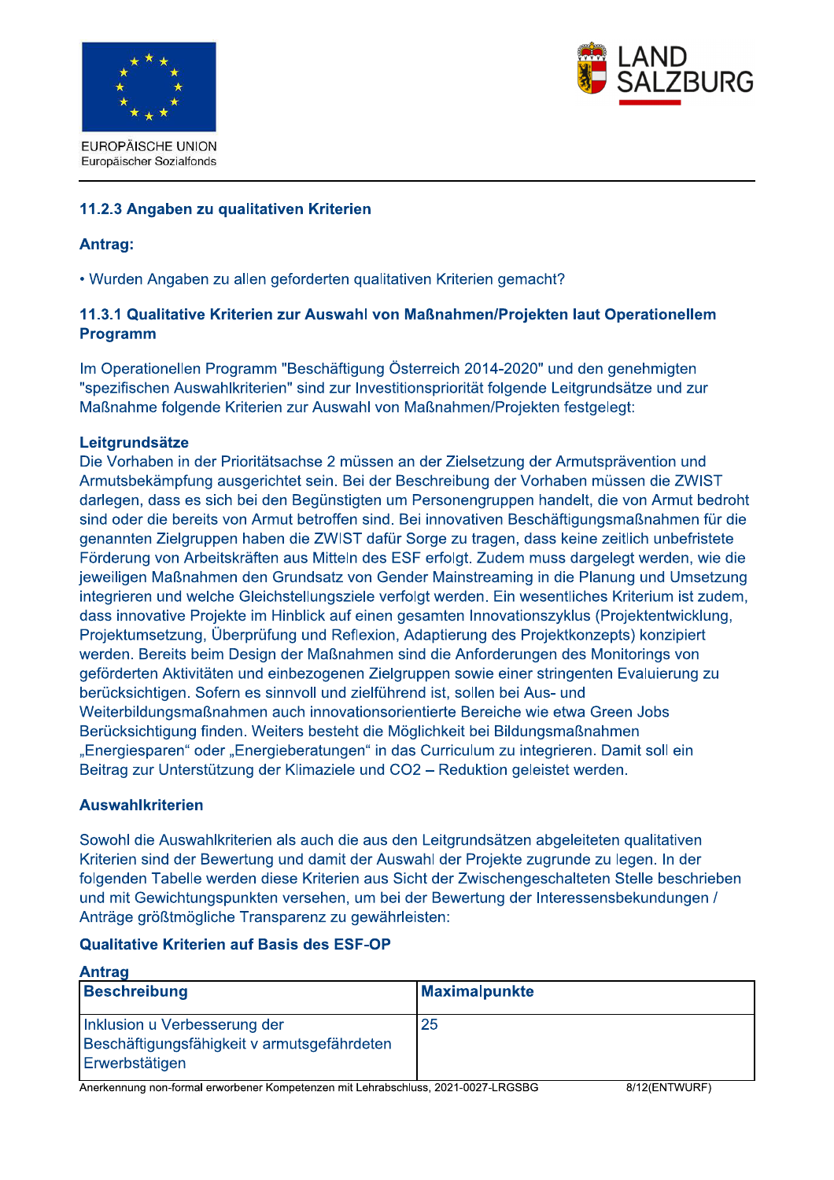### 11.2.3 Angaben zu qualitativen Kriterien

**Antrag:**

• Wurden Angaben zu allen geforderten qualitativen Kriterien gemacht?

### 11.3.1 Qualitative Kriterien zur Auswahl von Maßnahmen/Projekten laut Operationellem Programm

Im Operationellen Programm "Beschäftigung Österreich 2014-2020" und den genehmigten "spezifischen Auswahlkriterien" sind zur Investitionspriorität folgende Leitgrundsätze und zur Maßnahme folgende Kriterien zur Auswahl von Maßnahmen/Projekten festgelegt:

**Leitgrundsätze**

Die Vorhaben in der Prioritätsachse 2 müssen an der Zielsetzung der Armutsprävention und Armutsbekämpfung ausgerichtet sein. Bei der Beschreibung der Vorhaben müssen die ZWIST darlegen, dass es sich bei den Begünstigten um Personengruppen handelt, die von Armut bedroht sind oder die bereits von Armut betroffen sind. Bei innovativen Beschäftigungsmaßnahmen für die genannten Zielgruppen haben die ZWIST dafür Sorge zu tragen, dass keine zeitlich unbefristete Förderung von Arbeitskräften aus Mitteln des ESF erfolgt. Zudem muss dargelegt werden, wie die jeweiligen Maßnahmen den Grundsatz von Gender Mainstreaming in die Planung und Umsetzung integrieren und welche Gleichstellungsziele verfolgt werden. Ein wesentliches Kriterium ist zudem, dass innovative Projekte im Hinblick auf einen gesamten Innovationszyklus (Projektentwicklung, Projektumsetzung, Überprüfung und Reflexion, Adaptierung des Projektkonzepts) konzipiert werden. Bereits beim Design der Maßnahmen sind die Anforderungen des Monitorings von geförderten Aktivitäten und einbezogenen Zielgruppen sowie einer stringenten Evaluierung zu berücksichtigen. Sofern es sinnvoll und zielführend ist, sollen bei Aus- und Weiterbildungsmaßnahmen auch innovationsorientierte Bereiche wie etwa Green Jobs Berücksichtigung finden. Weiters besteht die Möglichkeit bei Bildungsmaßnahmen „Energiesparen“ oder „Energieberatungen“ in das Curriculum zu integrieren. Damit soll ein Beitrag zur Unterstützung der Klimaziele und CO2 – Reduktion geleistet werden.

**Auswahlkriterien**

Sowohl die Auswahlkriterien als auch die aus den Leitgrundsätzen abgeleiteten qualitativen Kriterien sind der Bewertung und damit der Auswahl der Projekte zugrunde zu legen. In der folgenden Tabelle werden diese Kriterien aus Sicht der Zwischengeschalteten Stelle beschrieben und mit Gewichtungspunkten versehen, um bei der Bewertung der Interessensbekundungen / Anträge größtmögliche Transparenz zu gewährleisten:

**Qualitative Kriterien auf Basis des ESF-OP**

**Antrag**

| Beschreibung | Maximalpunkte |
|---|---|
| Inklusion u Verbesserung der Beschäftigungsfähigkeit v armutsgefährdeten Erwerbstätigen | 25 |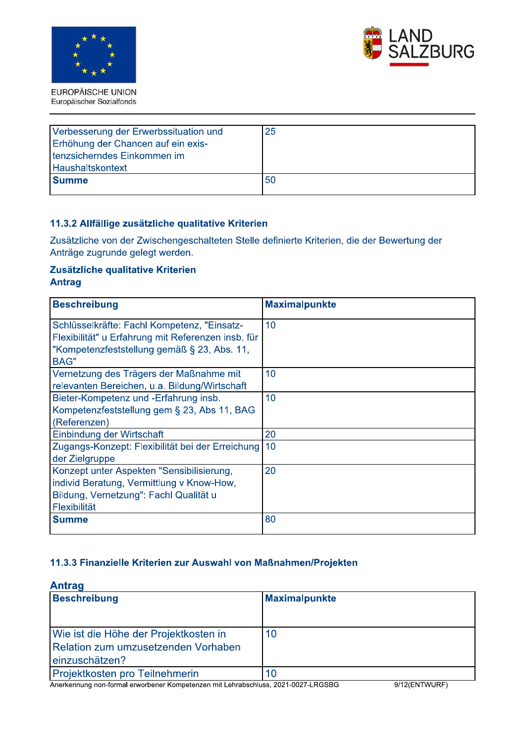| | |
|---|---|
| Verbesserung der Erwerbssituation und Erhöhung der Chancen auf ein exis-tenzsicherndes Einkommen im Haushaltskontext | 25 |
| **Summe** | 50 |

### 11.3.2 Allfällige zusätzliche qualitative Kriterien

Zusätzliche von der Zwischengeschalteten Stelle definierte Kriterien, die der Bewertung der Anträge zugrunde gelegt werden.

**Zusätzliche qualitative Kriterien**
**Antrag**

| Beschreibung | Maximalpunkte |
|---|---|
| Schlüsselkräfte: Fachl Kompetenz, "Einsatz-Flexibilität" u Erfahrung mit Referenzen insb. für "Kompetenzfeststellung gemäß § 23, Abs. 11, BAG" | 10 |
| Vernetzung des Trägers der Maßnahme mit relevanten Bereichen, u.a. Bildung/Wirtschaft | 10 |
| Bieter-Kompetenz und -Erfahrung insb. Kompetenzfeststellung gem § 23, Abs 11, BAG (Referenzen) | 10 |
| Einbindung der Wirtschaft | 20 |
| Zugangs-Konzept: Flexibilität bei der Erreichung der Zielgruppe | 10 |
| Konzept unter Aspekten "Sensibilisierung, individ Beratung, Vermittlung v Know-How, Bildung, Vernetzung": Fachl Qualität u Flexibilität | 20 |
| **Summe** | 80 |

### 11.3.3 Finanzielle Kriterien zur Auswahl von Maßnahmen/Projekten

**Antrag**

| Beschreibung | Maximalpunkte |
|---|---|
| Wie ist die Höhe der Projektkosten in Relation zum umzusetzenden Vorhaben einzuschätzen? | 10 |
| Projektkosten pro Teilnehmerin | 10 |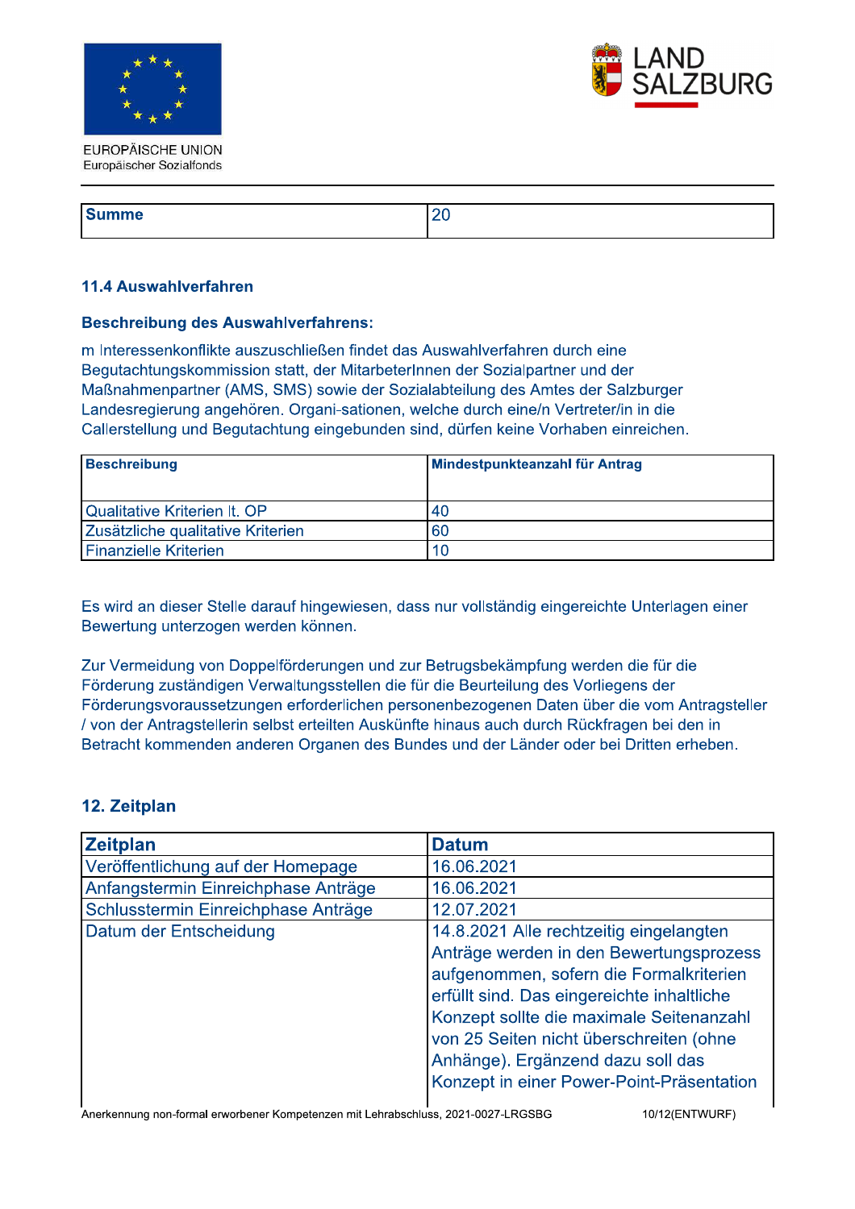| Summe | 20 |
|---|---|

### 11.4 Auswahlverfahren

**Beschreibung des Auswahlverfahrens:**

m Interessenkonflikte auszuschließen findet das Auswahlverfahren durch eine Begutachtungskommission statt, der MitarbeterInnen der Sozialpartner und der Maßnahmenpartner (AMS, SMS) sowie der Sozialabteilung des Amtes der Salzburger Landesregierung angehören. Organi-sationen, welche durch eine/n Vertreter/in in die Callerstellung und Begutachtung eingebunden sind, dürfen keine Vorhaben einreichen.

| Beschreibung | Mindestpunkteanzahl für Antrag |
|---|---|
| Qualitative Kriterien lt. OP | 40 |
| Zusätzliche qualitative Kriterien | 60 |
| Finanzielle Kriterien | 10 |

Es wird an dieser Stelle darauf hingewiesen, dass nur vollständig eingereichte Unterlagen einer Bewertung unterzogen werden können.

Zur Vermeidung von Doppelförderungen und zur Betrugsbekämpfung werden die für die Förderung zuständigen Verwaltungsstellen die für die Beurteilung des Vorliegens der Förderungsvoraussetzungen erforderlichen personenbezogenen Daten über die vom Antragsteller / von der Antragstellerin selbst erteilten Auskünfte hinaus auch durch Rückfragen bei den in Betracht kommenden anderen Organen des Bundes und der Länder oder bei Dritten erheben.

## 12. Zeitplan

| Zeitplan | Datum |
|---|---|
| Veröffentlichung auf der Homepage | 16.06.2021 |
| Anfangstermin Einreichphase Anträge | 16.06.2021 |
| Schlusstermin Einreichphase Anträge | 12.07.2021 |
| Datum der Entscheidung | 14.8.2021 Alle rechtzeitig eingelangten Anträge werden in den Bewertungsprozess aufgenommen, sofern die Formalkriterien erfüllt sind. Das eingereichte inhaltliche Konzept sollte die maximale Seitenanzahl von 25 Seiten nicht überschreiten (ohne Anhänge). Ergänzend dazu soll das Konzept in einer Power-Point-Präsentation |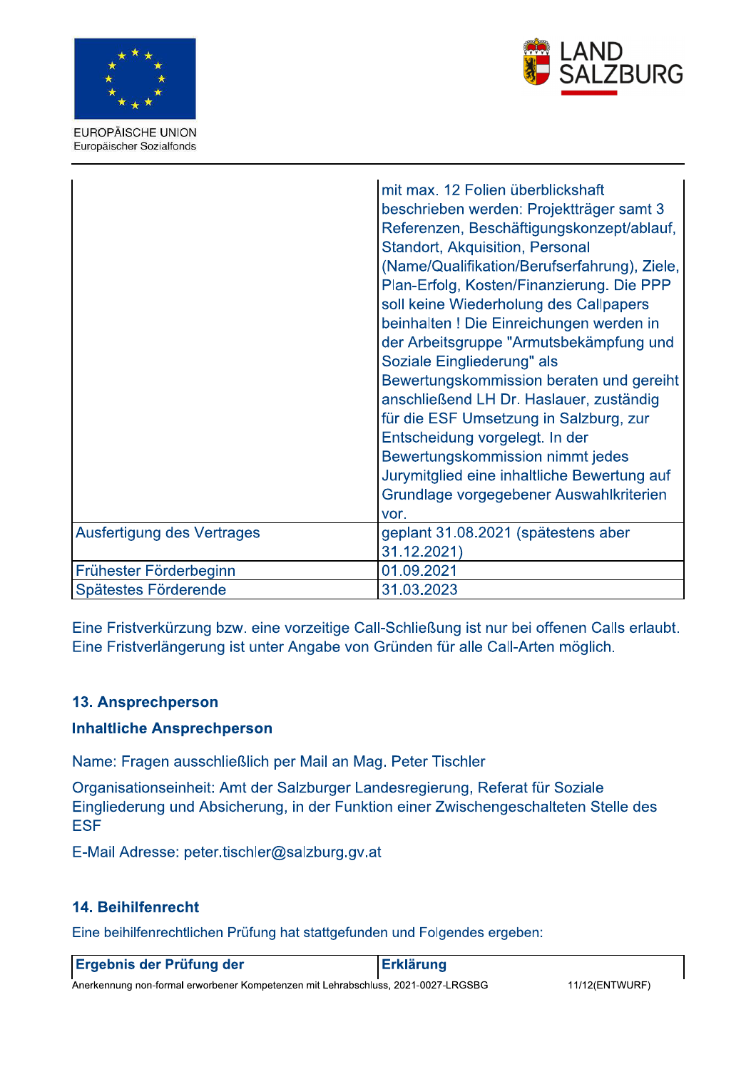| | |
|---|---|
| | mit max. 12 Folien überblickshaft beschrieben werden: Projektträger samt 3 Referenzen, Beschäftigungskonzept/ablauf, Standort, Akquisition, Personal (Name/Qualifikation/Berufserfahrung), Ziele, Plan-Erfolg, Kosten/Finanzierung. Die PPP soll keine Wiederholung des Callpapers beinhalten ! Die Einreichungen werden in der Arbeitsgruppe "Armutsbekämpfung und Soziale Eingliederung" als Bewertungskommission beraten und gereiht anschließend LH Dr. Haslauer, zuständig für die ESF Umsetzung in Salzburg, zur Entscheidung vorgelegt. In der Bewertungskommission nimmt jedes Jurymitglied eine inhaltliche Bewertung auf Grundlage vorgegebener Auswahlkriterien vor. |
| Ausfertigung des Vertrages | geplant 31.08.2021 (spätestens aber 31.12.2021) |
| Frühester Förderbeginn | 01.09.2021 |
| Spätestes Förderende | 31.03.2023 |

Eine Fristverkürzung bzw. eine vorzeitige Call-Schließung ist nur bei offenen Calls erlaubt. Eine Fristverlängerung ist unter Angabe von Gründen für alle Call-Arten möglich.

## 13. Ansprechperson

### Inhaltliche Ansprechperson

Name: Fragen ausschließlich per Mail an Mag. Peter Tischler

Organisationseinheit: Amt der Salzburger Landesregierung, Referat für Soziale Eingliederung und Absicherung, in der Funktion einer Zwischengeschalteten Stelle des ESF

E-Mail Adresse: peter.tischler@salzburg.gv.at

## 14. Beihilfenrecht

Eine beihilfenrechtlichen Prüfung hat stattgefunden und Folgendes ergeben:

| **Ergebnis der Prüfung der** | **Erklärung** |
|---|---|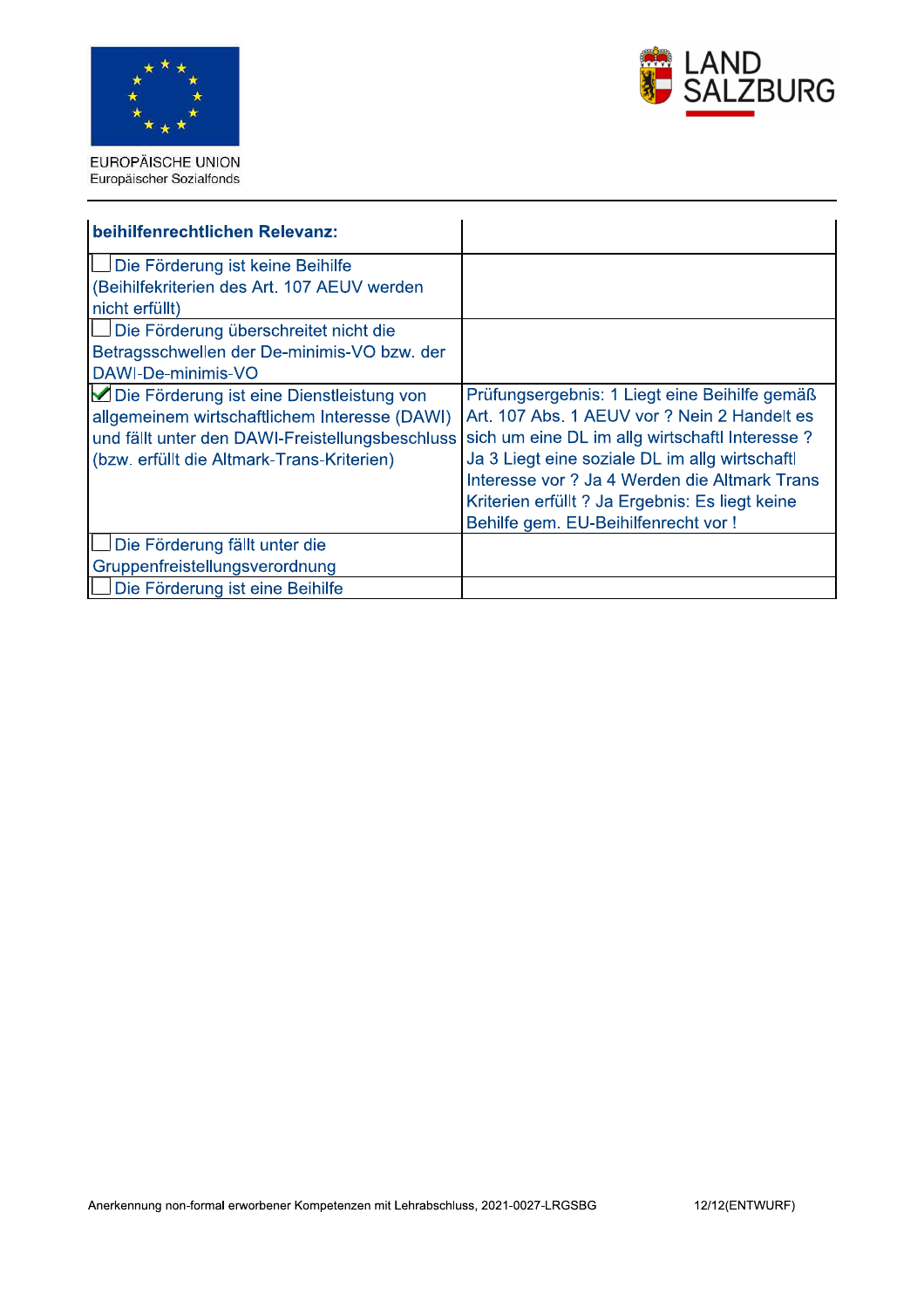| beihilfenrechtlichen Relevanz: | |
|---|---|
| ☐ Die Förderung ist keine Beihilfe (Beihilfekriterien des Art. 107 AEUV werden nicht erfüllt) | |
| ☐ Die Förderung überschreitet nicht die Betragsschwellen der De-minimis-VO bzw. der DAWI-De-minimis-VO | |
| ☑ Die Förderung ist eine Dienstleistung von allgemeinem wirtschaftlichem Interesse (DAWI) und fällt unter den DAWI-Freistellungsbeschluss (bzw. erfüllt die Altmark-Trans-Kriterien) | Prüfungsergebnis: 1 Liegt eine Beihilfe gemäß Art. 107 Abs. 1 AEUV vor ? Nein 2 Handelt es sich um eine DL im allg wirtschaftl Interesse ? Ja 3 Liegt eine soziale DL im allg wirtschaftl Interesse vor ? Ja 4 Werden die Altmark Trans Kriterien erfüllt ? Ja Ergebnis: Es liegt keine Behilfe gem. EU-Beihilfenrecht vor ! |
| ☐ Die Förderung fällt unter die Gruppenfreistellungsverordnung | |
| ☐ Die Förderung ist eine Beihilfe | |